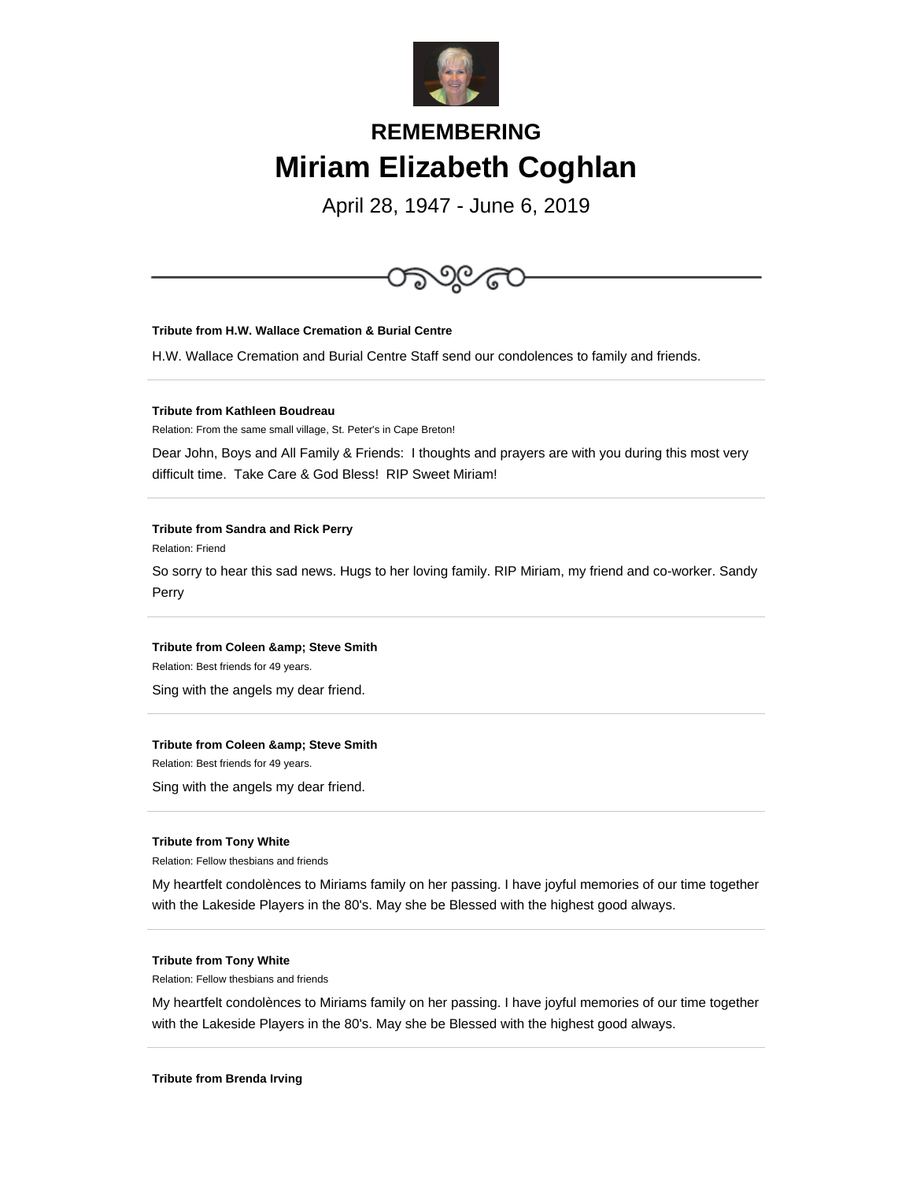# REMEMBERING

# Miriam Elizabeth Coghlan

April 28, 1947 - June 6, 2019

---

**Tribute from H.W. Wallace Cremation & Burial Centre**

H.W. Wallace Cremation and Burial Centre Staff send our condolences to family and friends.

---

**Tribute from Kathleen Boudreau**

Relation: From the same small village, St. Peter's in Cape Breton!

Dear John, Boys and All Family & Friends:  I thoughts and prayers are with you during this most very difficult time.  Take Care & God Bless!  RIP Sweet Miriam!

---

**Tribute from Sandra and Rick Perry**

Relation: Friend

So sorry to hear this sad news. Hugs to her loving family. RIP Miriam, my friend and co-worker. Sandy Perry

---

**Tribute from Coleen &amp; Steve Smith**

Relation: Best friends for 49 years.

Sing with the angels my dear friend.

---

**Tribute from Coleen &amp; Steve Smith**

Relation: Best friends for 49 years.

Sing with the angels my dear friend.

---

**Tribute from Tony White**

Relation: Fellow thesbians and friends

My heartfelt condolènces to Miriams family on her passing. I have joyful memories of our time together with the Lakeside Players in the 80's. May she be Blessed with the highest good always.

---

**Tribute from Tony White**

Relation: Fellow thesbians and friends

My heartfelt condolènces to Miriams family on her passing. I have joyful memories of our time together with the Lakeside Players in the 80's. May she be Blessed with the highest good always.

---

**Tribute from Brenda Irving**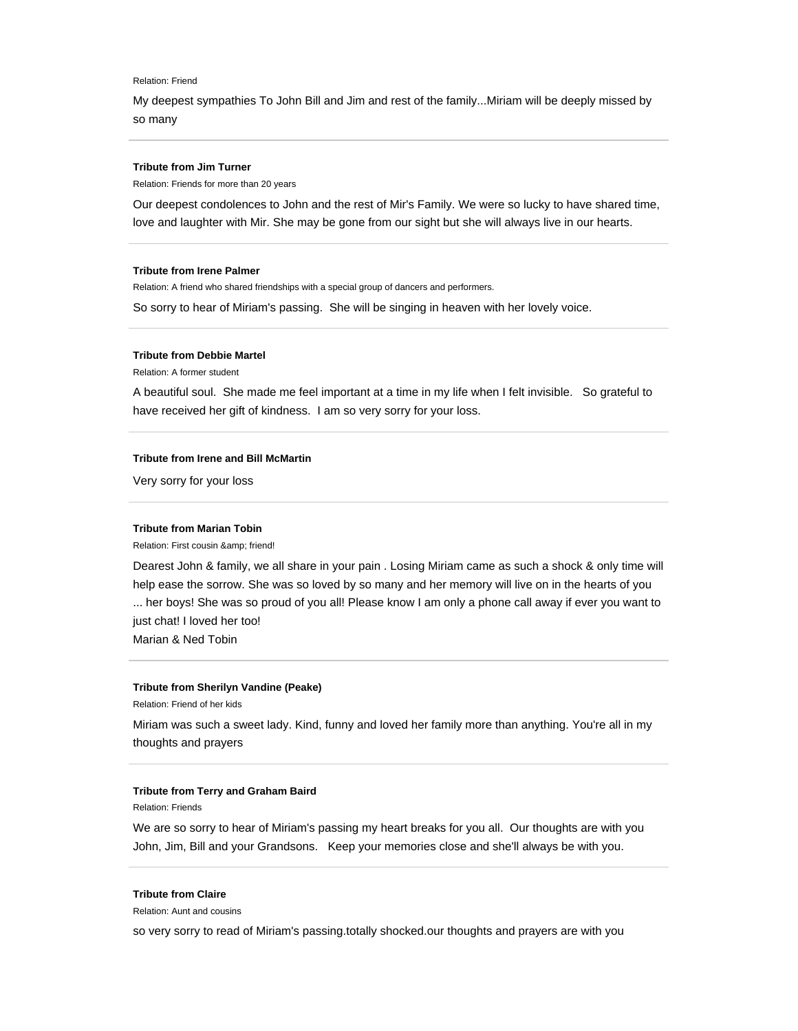Relation: Friend

My deepest sympathies To John Bill and Jim and rest of the family...Miriam will be deeply missed by so many

---

**Tribute from Jim Turner**

Relation: Friends for more than 20 years

Our deepest condolences to John and the rest of Mir's Family. We were so lucky to have shared time, love and laughter with Mir. She may be gone from our sight but she will always live in our hearts.

---

**Tribute from Irene Palmer**

Relation: A friend who shared friendships with a special group of dancers and performers.

So sorry to hear of Miriam's passing. She will be singing in heaven with her lovely voice.

---

**Tribute from Debbie Martel**

Relation: A former student

A beautiful soul. She made me feel important at a time in my life when I felt invisible. So grateful to have received her gift of kindness. I am so very sorry for your loss.

---

**Tribute from Irene and Bill McMartin**

Very sorry for your loss

---

**Tribute from Marian Tobin**

Relation: First cousin &amp; friend!

Dearest John & family, we all share in your pain . Losing Miriam came as such a shock & only time will help ease the sorrow. She was so loved by so many and her memory will live on in the hearts of you ... her boys! She was so proud of you all! Please know I am only a phone call away if ever you want to just chat! I loved her too!
Marian & Ned Tobin

---

**Tribute from Sherilyn Vandine (Peake)**

Relation: Friend of her kids

Miriam was such a sweet lady. Kind, funny and loved her family more than anything. You're all in my thoughts and prayers

---

**Tribute from Terry and Graham Baird**

Relation: Friends

We are so sorry to hear of Miriam's passing my heart breaks for you all. Our thoughts are with you John, Jim, Bill and your Grandsons. Keep your memories close and she'll always be with you.

---

**Tribute from Claire**

Relation: Aunt and cousins

so very sorry to read of Miriam's passing.totally shocked.our thoughts and prayers are with you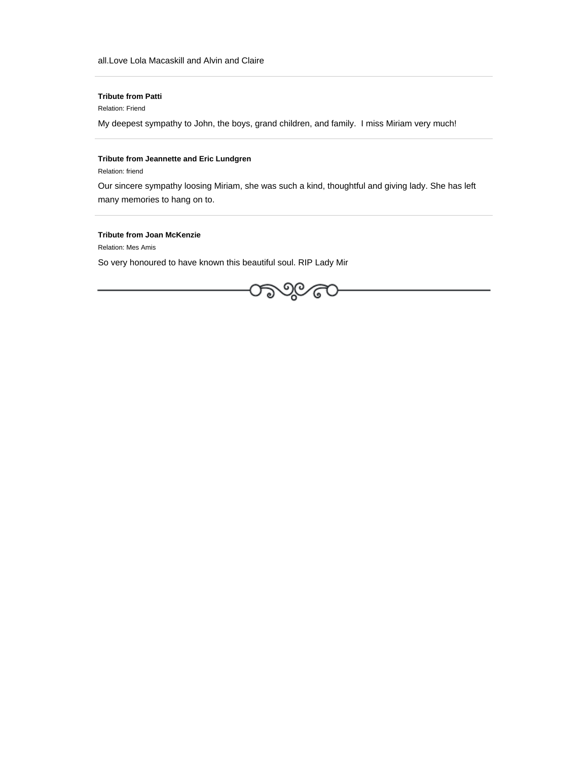all.Love Lola Macaskill and Alvin and Claire

---

**Tribute from Patti**

Relation: Friend

My deepest sympathy to John, the boys, grand children, and family.  I miss Miriam very much!

---

**Tribute from Jeannette and Eric Lundgren**

Relation: friend

Our sincere sympathy loosing Miriam, she was such a kind, thoughtful and giving lady. She has left many memories to hang on to.

---

**Tribute from Joan McKenzie**

Relation: Mes Amis

So very honoured to have known this beautiful soul. RIP Lady Mir